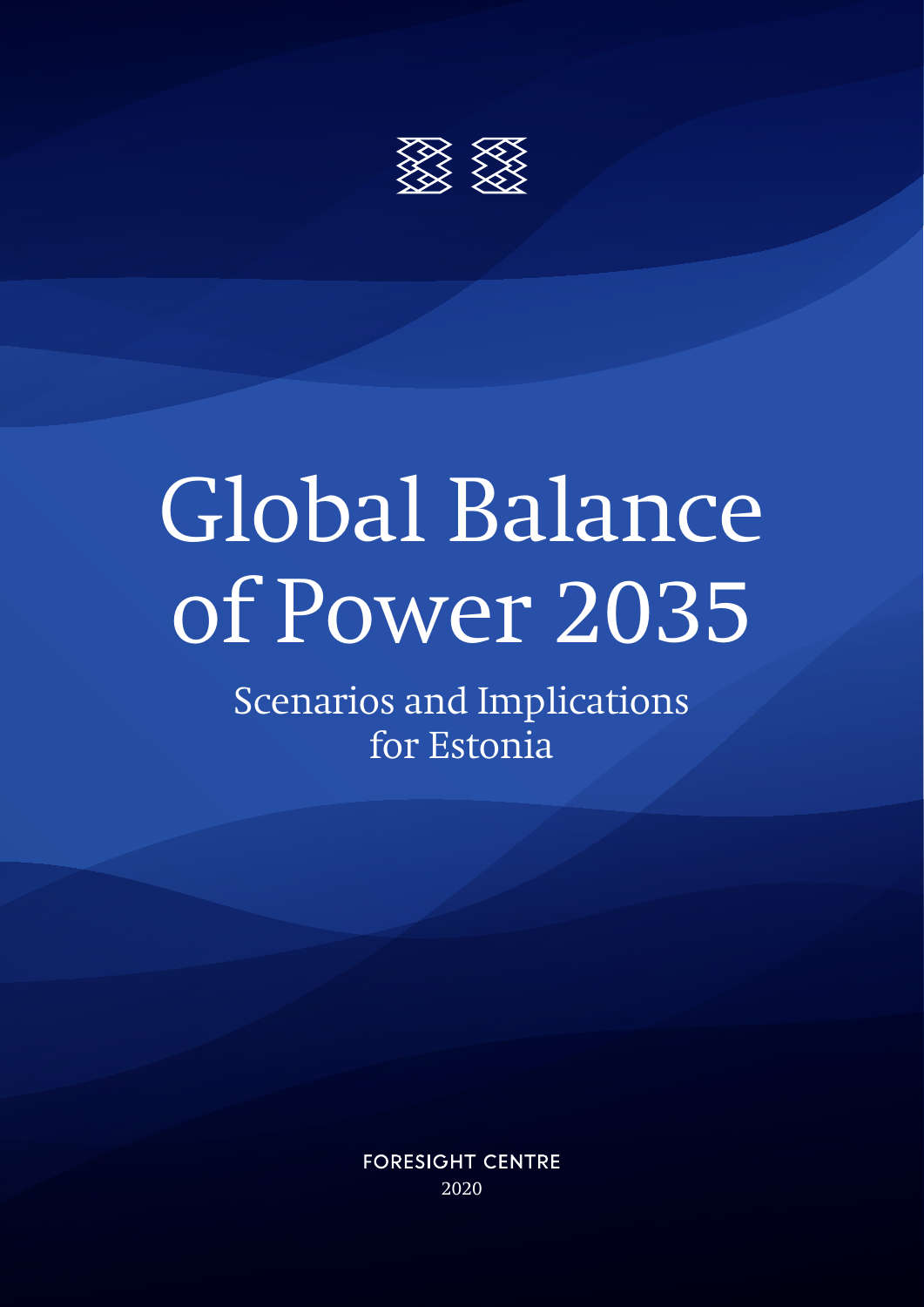# Global Balance of Power 2035

## Scenarios and Implications for Estonia

FORESIGHT CENTRE

2020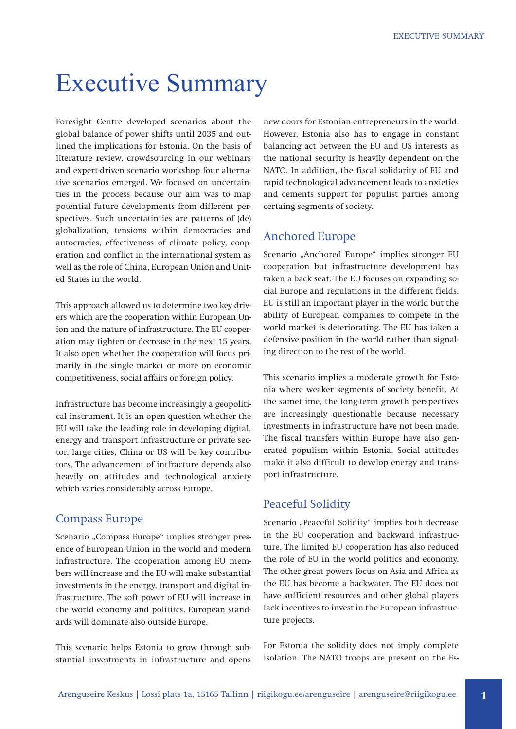# Executive Summary

Foresight Centre developed scenarios about the global balance of power shifts until 2035 and outlined the implications for Estonia. On the basis of literature review, crowdsourcing in our webinars and expert-driven scenario workshop four alternative scenarios emerged. We focused on uncertainties in the process because our aim was to map potential future developments from different perspectives. Such uncertatinties are patterns of (de) globalization, tensions within democracies and autocracies, effectiveness of climate policy, cooperation and conflict in the international system as well as the role of China, European Union and United States in the world.

This approach allowed us to determine two key drivers which are the cooperation within European Union and the nature of infrastructure. The EU cooperation may tighten or decrease in the next 15 years. It also open whether the cooperation will focus primarily in the single market or more on economic competitiveness, social affairs or foreign policy.

Infrastructure has become increasingly a geopolitical instrument. It is an open question whether the EU will take the leading role in developing digital, energy and transport infrastructure or private sector, large cities, China or US will be key contributors. The advancement of intfracture depends also heavily on attitudes and technological anxiety which varies considerably across Europe.

## Compass Europe

Scenario „Compass Europe" implies stronger presence of European Union in the world and modern infrastructure. The cooperation among EU members will increase and the EU will make substantial investments in the energy, transport and digital infrastructure. The soft power of EU will increase in the world economy and polititcs. European standards will dominate also outside Europe.

This scenario helps Estonia to grow through substantial investments in infrastructure and opens new doors for Estonian entrepreneurs in the world. However, Estonia also has to engage in constant balancing act between the EU and US interests as the national security is heavily dependent on the NATO. In addition, the fiscal solidarity of EU and rapid technological advancement leads to anxieties and cements support for populist parties among certaing segments of society.

## Anchored Europe

Scenario „Anchored Europe" implies stronger EU cooperation but infrastructure development has taken a back seat. The EU focuses on expanding social Europe and regulations in the different fields. EU is still an important player in the world but the ability of European companies to compete in the world market is deteriorating. The EU has taken a defensive position in the world rather than signaling direction to the rest of the world.

This scenario implies a moderate growth for Estonia where weaker segments of society benefit. At the samet ime, the long-term growth perspectives are increasingly questionable because necessary investments in infrastructure have not been made. The fiscal transfers within Europe have also generated populism within Estonia. Social attitudes make it also difficult to develop energy and transport infrastructure.

## Peaceful Solidity

Scenario „Peaceful Solidity" implies both decrease in the EU cooperation and backward infrastructure. The limited EU cooperation has also reduced the role of EU in the world politics and economy. The other great powers focus on Asia and Africa as the EU has become a backwater. The EU does not have sufficient resources and other global players lack incentives to invest in the European infrastructure projects.

For Estonia the solidity does not imply complete isolation. The NATO troops are present on the Es-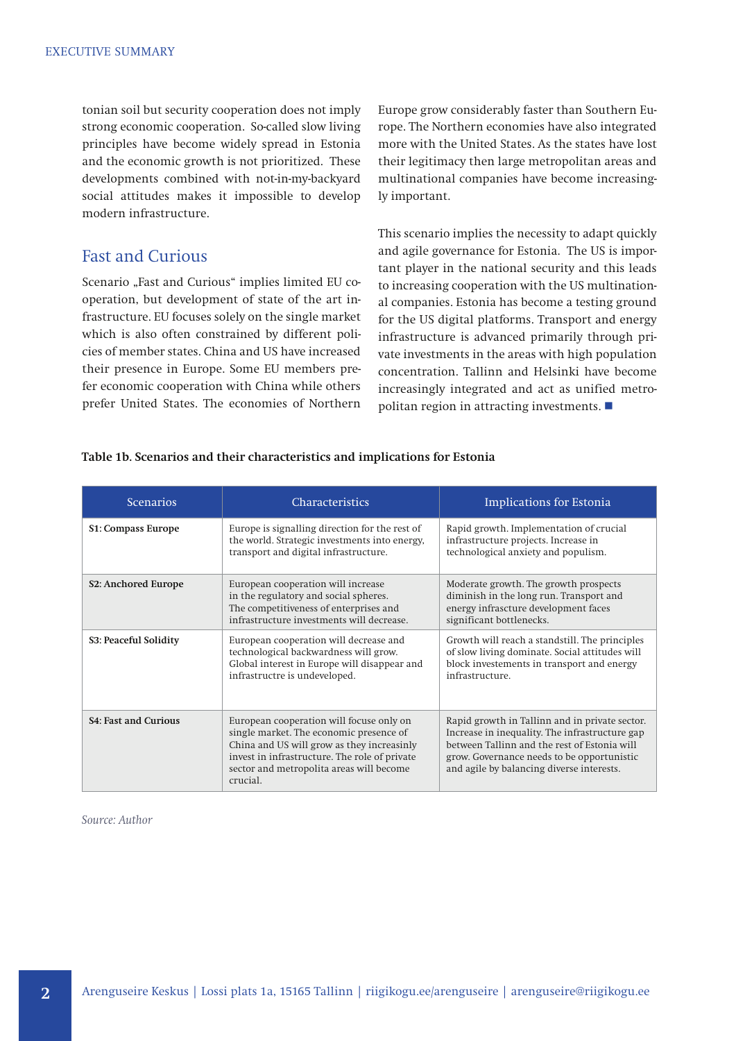tonian soil but security cooperation does not imply strong economic cooperation. So-called slow living principles have become widely spread in Estonia and the economic growth is not prioritized. These developments combined with not-in-my-backyard social attitudes makes it impossible to develop modern infrastructure.

## Fast and Curious

Scenario „Fast and Curious" implies limited EU cooperation, but development of state of the art infrastructure. EU focuses solely on the single market which is also often constrained by different policies of member states. China and US have increased their presence in Europe. Some EU members prefer economic cooperation with China while others prefer United States. The economies of Northern Europe grow considerably faster than Southern Europe. The Northern economies have also integrated more with the United States. As the states have lost their legitimacy then large metropolitan areas and multinational companies have become increasingly important.

This scenario implies the necessity to adapt quickly and agile governance for Estonia. The US is important player in the national security and this leads to increasing cooperation with the US multinational companies. Estonia has become a testing ground for the US digital platforms. Transport and energy infrastructure is advanced primarily through private investments in the areas with high population concentration. Tallinn and Helsinki have become increasingly integrated and act as unified metropolitan region in attracting investments. ■

**Table 1b. Scenarios and their characteristics and implications for Estonia**

| Scenarios | Characteristics | Implications for Estonia |
|---|---|---|
| **S1: Compass Europe** | Europe is signalling direction for the rest of the world. Strategic investments into energy, transport and digital infrastructure. | Rapid growth. Implementation of crucial infrastructure projects. Increase in technological anxiety and populism. |
| **S2: Anchored Europe** | European cooperation will increase in the regulatory and social spheres. The competitiveness of enterprises and infrastructure investments will decrease. | Moderate growth. The growth prospects diminish in the long run. Transport and energy infrasctrure development faces significant bottlenecks. |
| **S3: Peaceful Solidity** | European cooperation will decrease and technological backwardness will grow. Global interest in Europe will disappear and infrastructre is undeveloped. | Growth will reach a standstill. The principles of slow living dominate. Social attitudes will block investements in transport and energy infrastructure. |
| **S4: Fast and Curious** | European cooperation will focuse only on single market. The economic presence of China and US will grow as they increasinly invest in infrastructure. The role of private sector and metropolita areas will become crucial. | Rapid growth in Tallinn and in private sector. Increase in inequality. The infrastructure gap between Tallinn and the rest of Estonia will grow. Governance needs to be opportunistic and agile by balancing diverse interests. |

*Source: Author*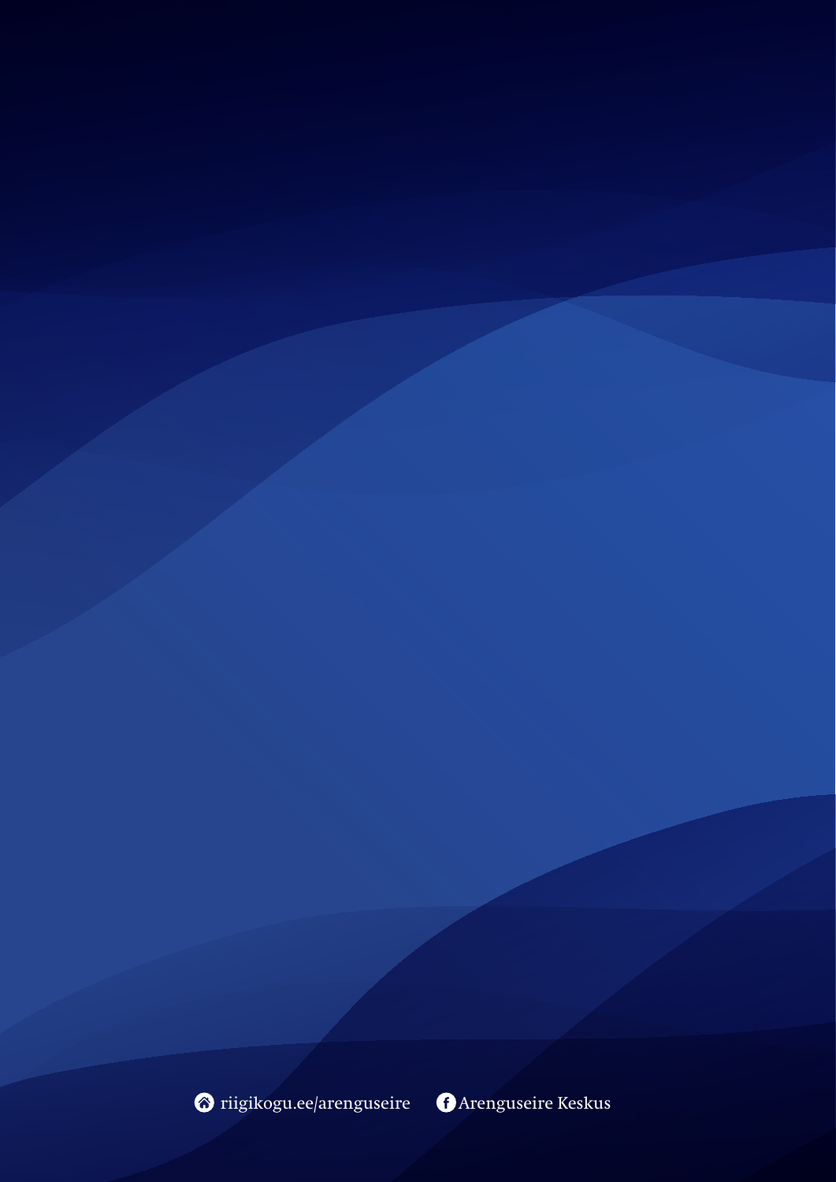riigikogu.ee/arenguseire    Arenguseire Keskus